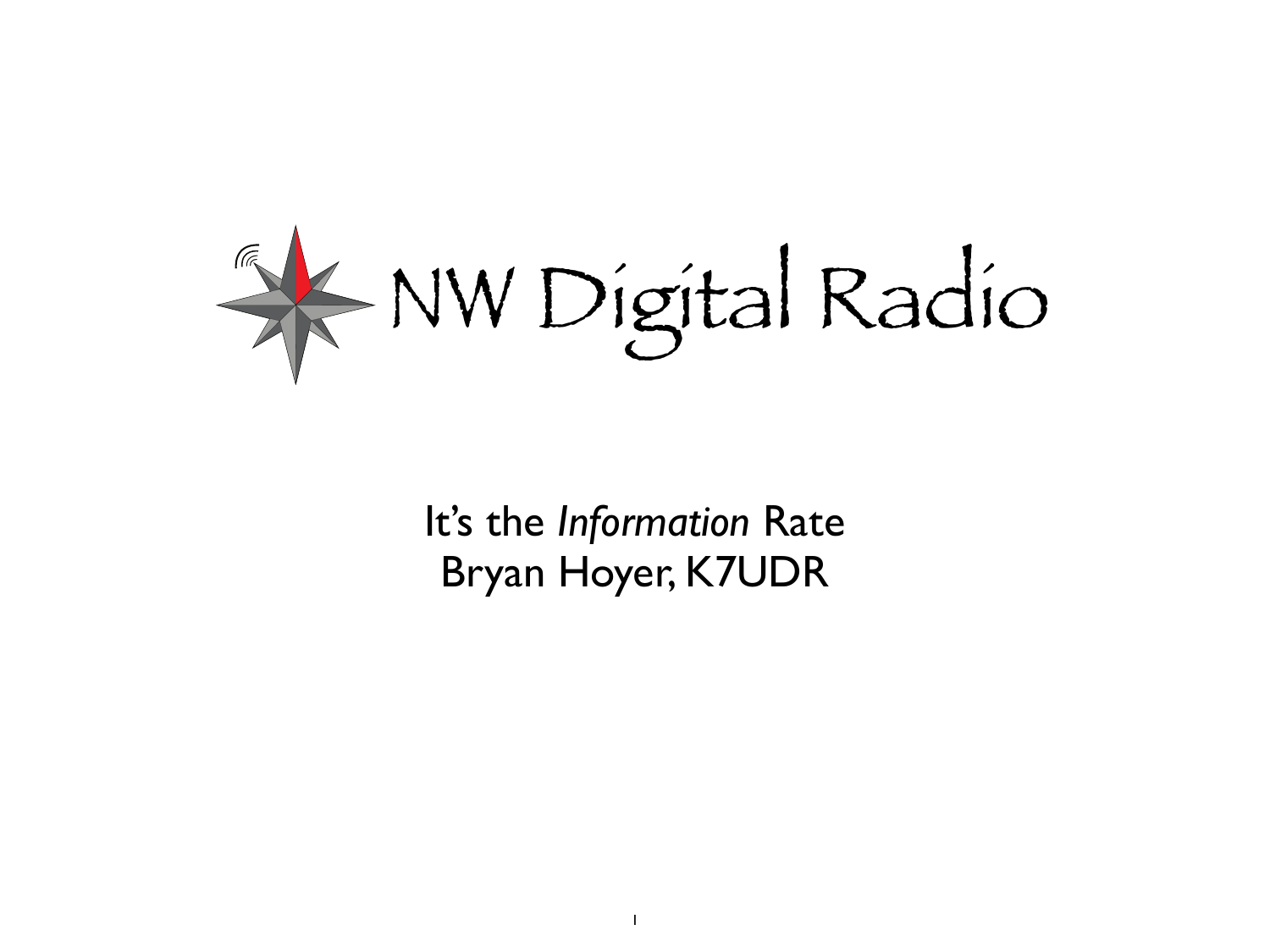# NW Digital Radio

It's the *Information* Rate

Bryan Hoyer, K7UDR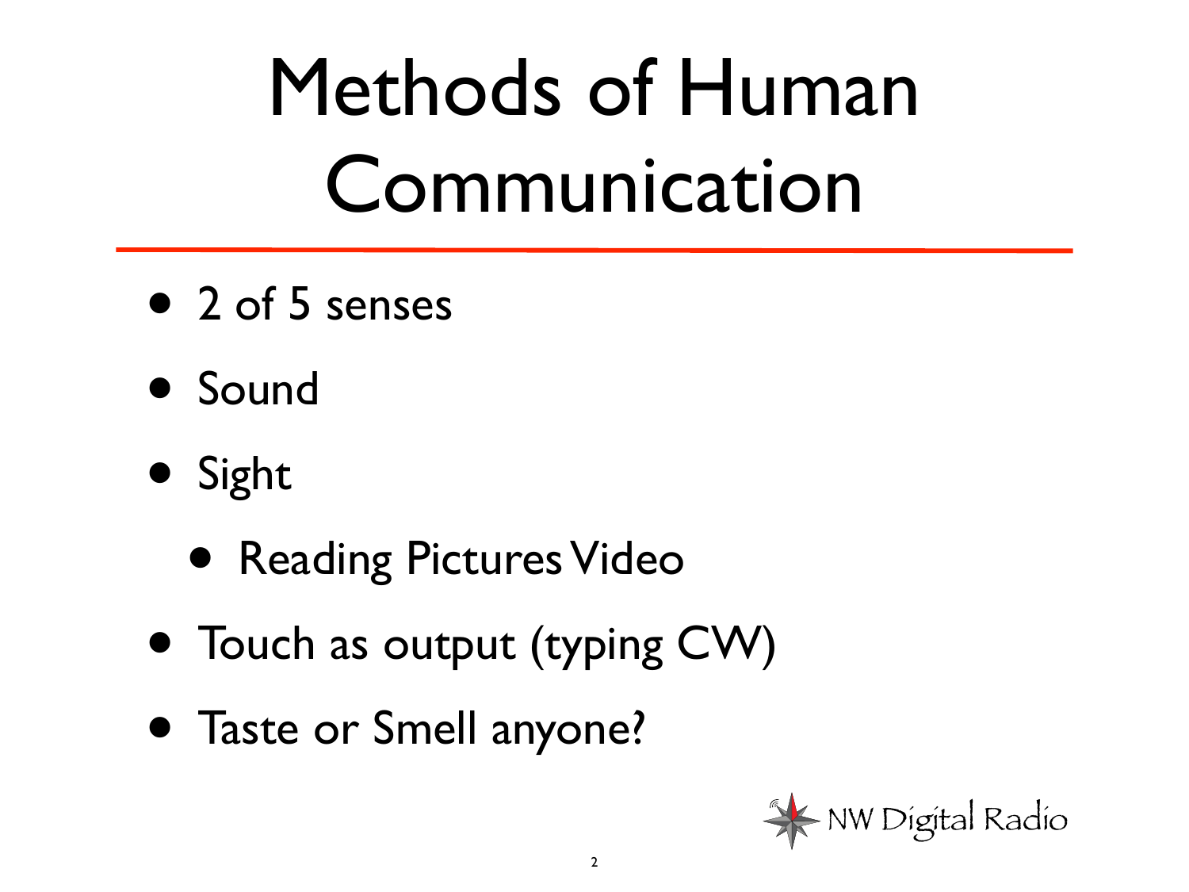# Methods of Human Communication

- 2 of 5 senses
- Sound
- Sight
  - Reading Pictures Video
- Touch as output (typing CW)
- Taste or Smell anyone?

NW Digital Radio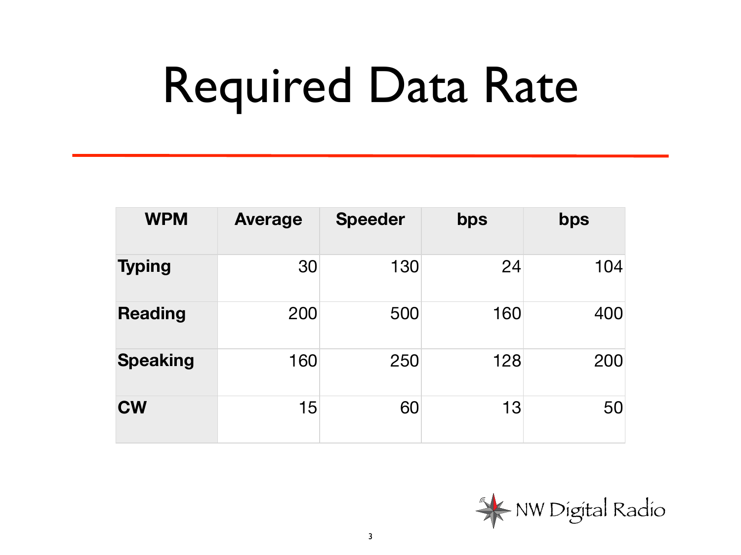# Required Data Rate

| WPM | Average | Speeder | bps | bps |
|---|---|---|---|---|
| **Typing** | 30 | 130 | 24 | 104 |
| **Reading** | 200 | 500 | 160 | 400 |
| **Speaking** | 160 | 250 | 128 | 200 |
| **CW** | 15 | 60 | 13 | 50 |

NW Digital Radio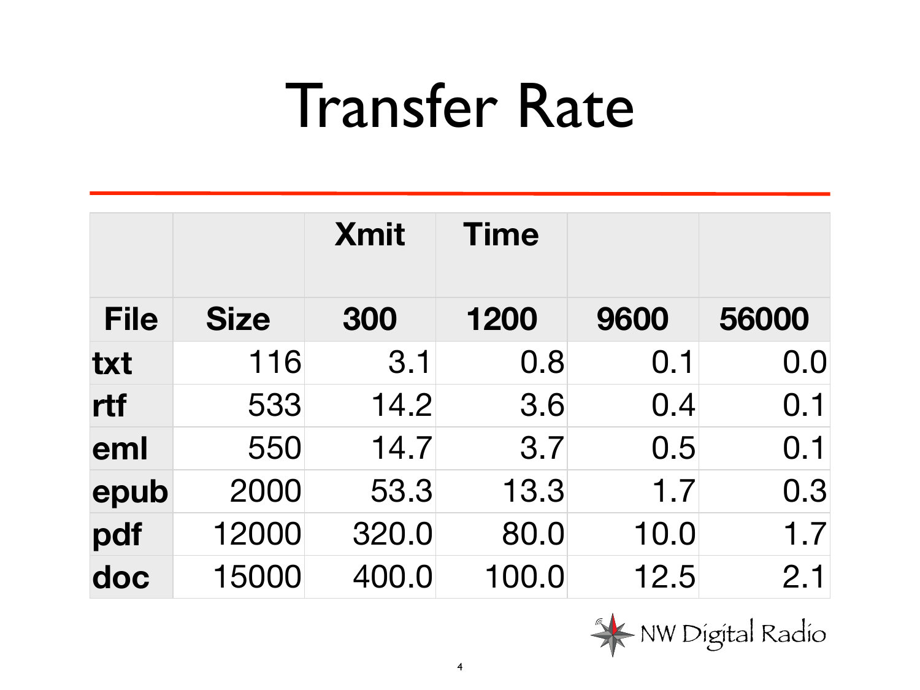# Transfer Rate

| | | Xmit | Time | | |
|---|---|---|---|---|---|
| **File** | **Size** | **300** | **1200** | **9600** | **56000** |
| **txt** | 116 | 3.1 | 0.8 | 0.1 | 0.0 |
| **rtf** | 533 | 14.2 | 3.6 | 0.4 | 0.1 |
| **eml** | 550 | 14.7 | 3.7 | 0.5 | 0.1 |
| **epub** | 2000 | 53.3 | 13.3 | 1.7 | 0.3 |
| **pdf** | 12000 | 320.0 | 80.0 | 10.0 | 1.7 |
| **doc** | 15000 | 400.0 | 100.0 | 12.5 | 2.1 |

NW Digital Radio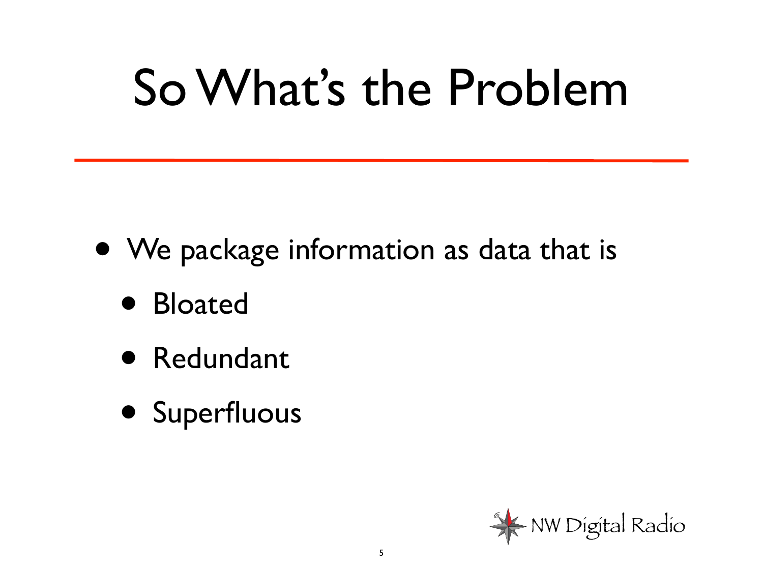# So What's the Problem

- We package information as data that is
  - Bloated
  - Redundant
  - Superfluous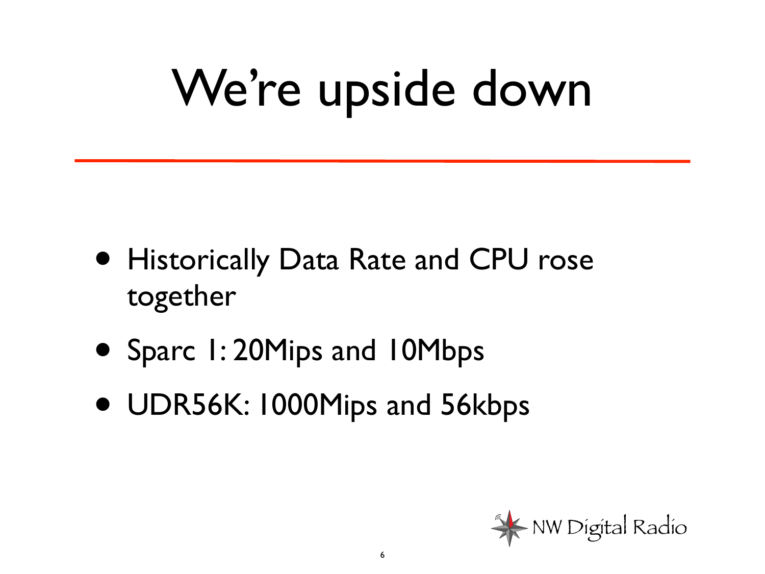# We're upside down

- Historically Data Rate and CPU rose together
- Sparc 1: 20Mips and 10Mbps
- UDR56K: 1000Mips and 56kbps

NW Digital Radio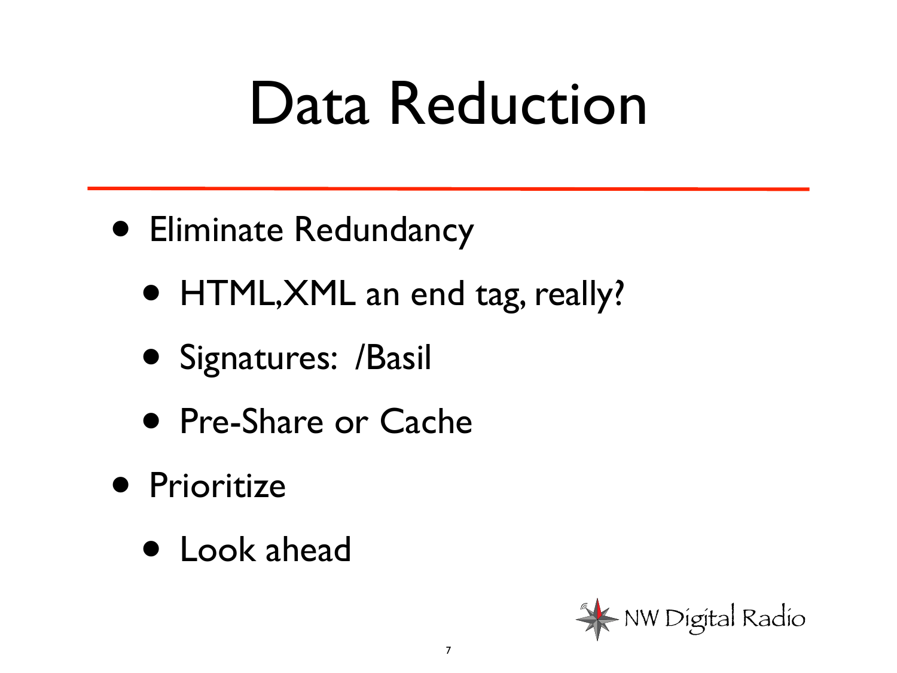# Data Reduction

- Eliminate Redundancy
  - HTML,XML an end tag, really?
  - Signatures: /Basil
  - Pre-Share or Cache
- Prioritize
  - Look ahead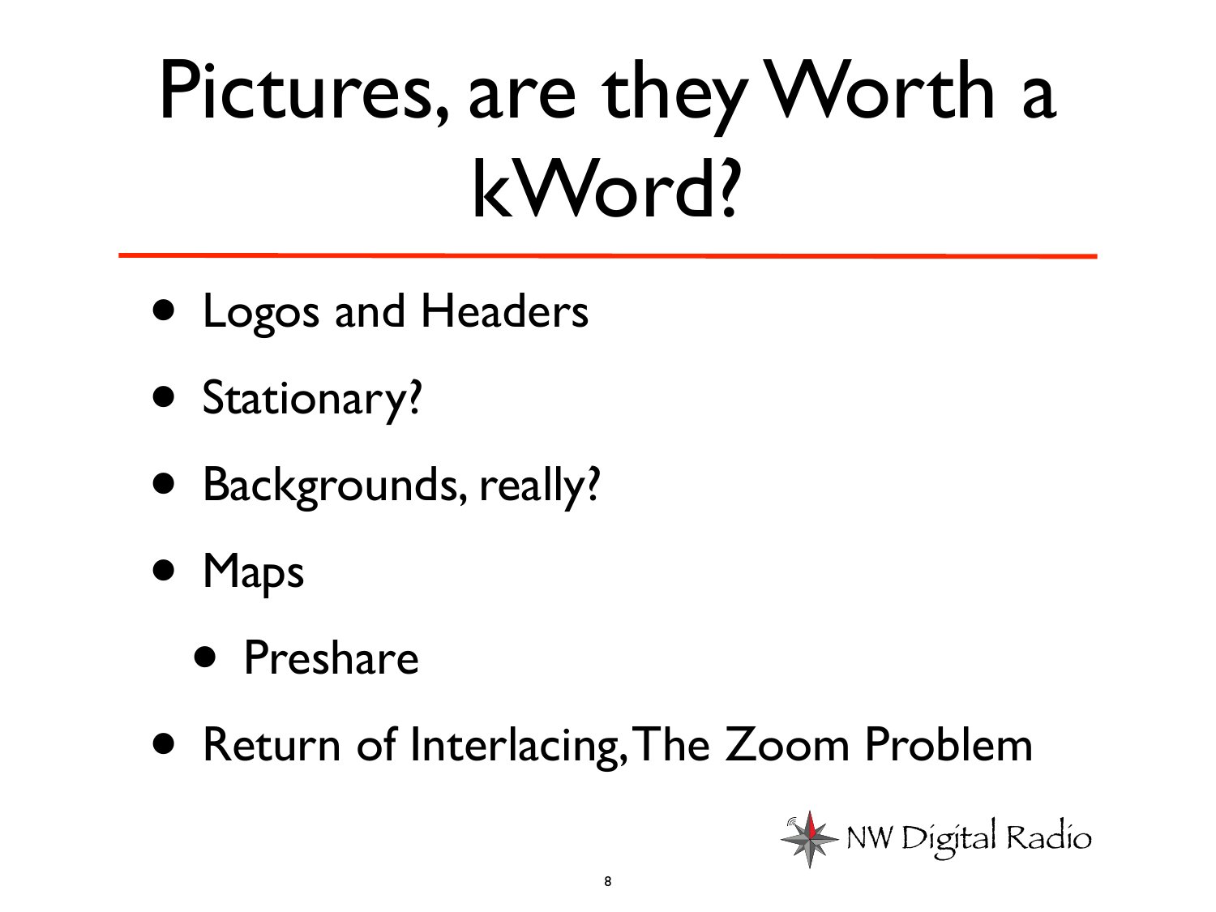# Pictures, are they Worth a kWord?

- Logos and Headers
- Stationary?
- Backgrounds, really?
- Maps
  - Preshare
- Return of Interlacing, The Zoom Problem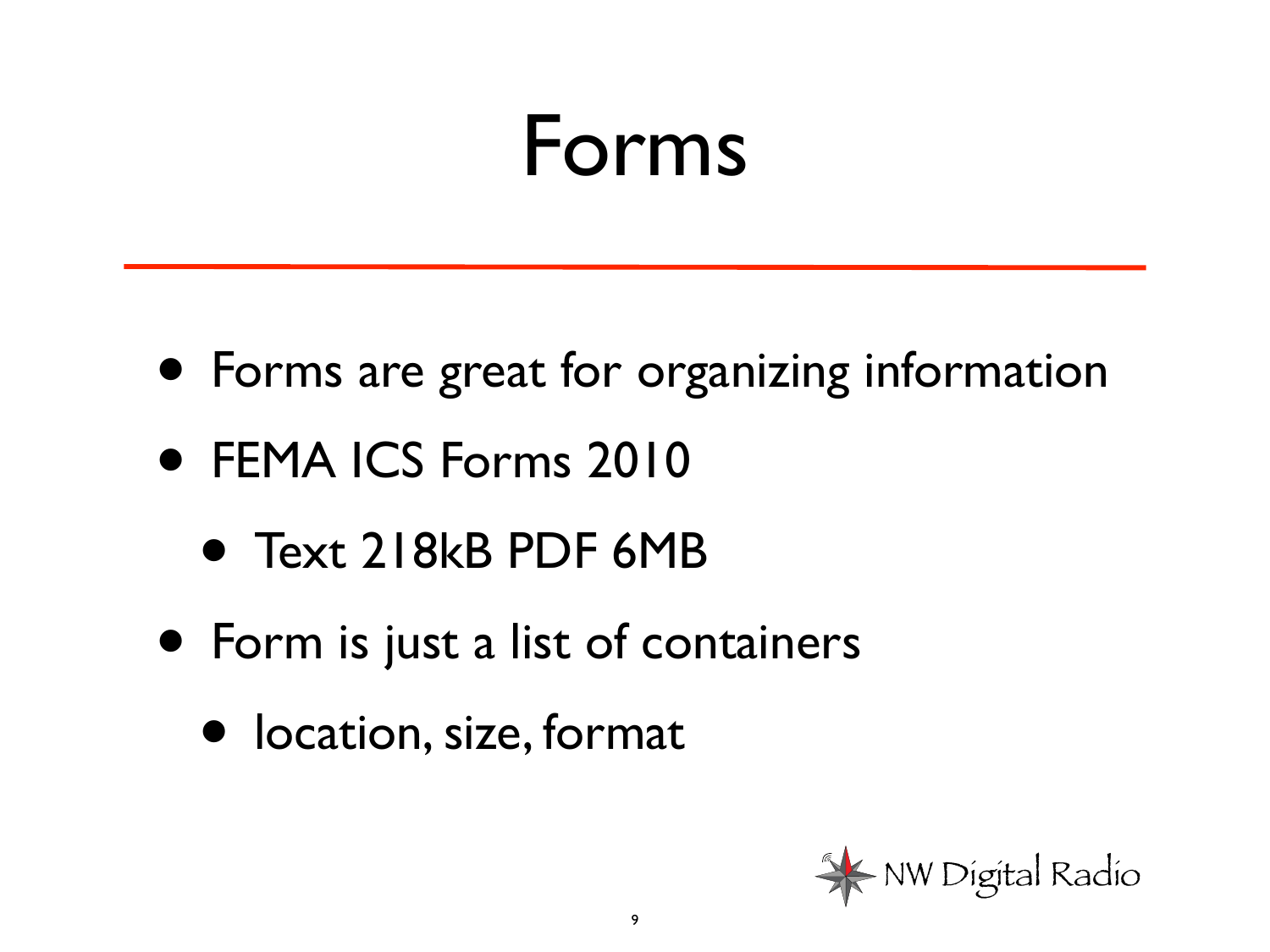# Forms

- Forms are great for organizing information
- FEMA ICS Forms 2010
  - Text 218kB PDF 6MB
- Form is just a list of containers
  - location, size, format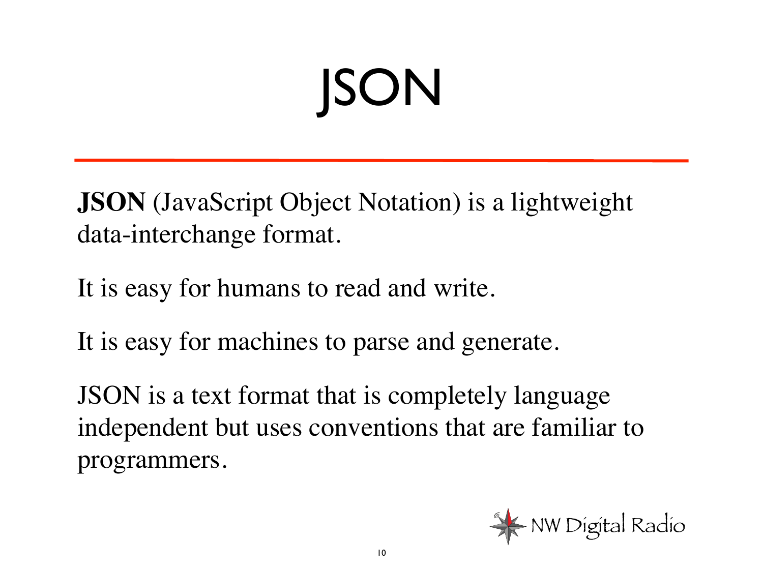# JSON

**JSON** (JavaScript Object Notation) is a lightweight data-interchange format.

It is easy for humans to read and write.

It is easy for machines to parse and generate.

JSON is a text format that is completely language independent but uses conventions that are familiar to programmers.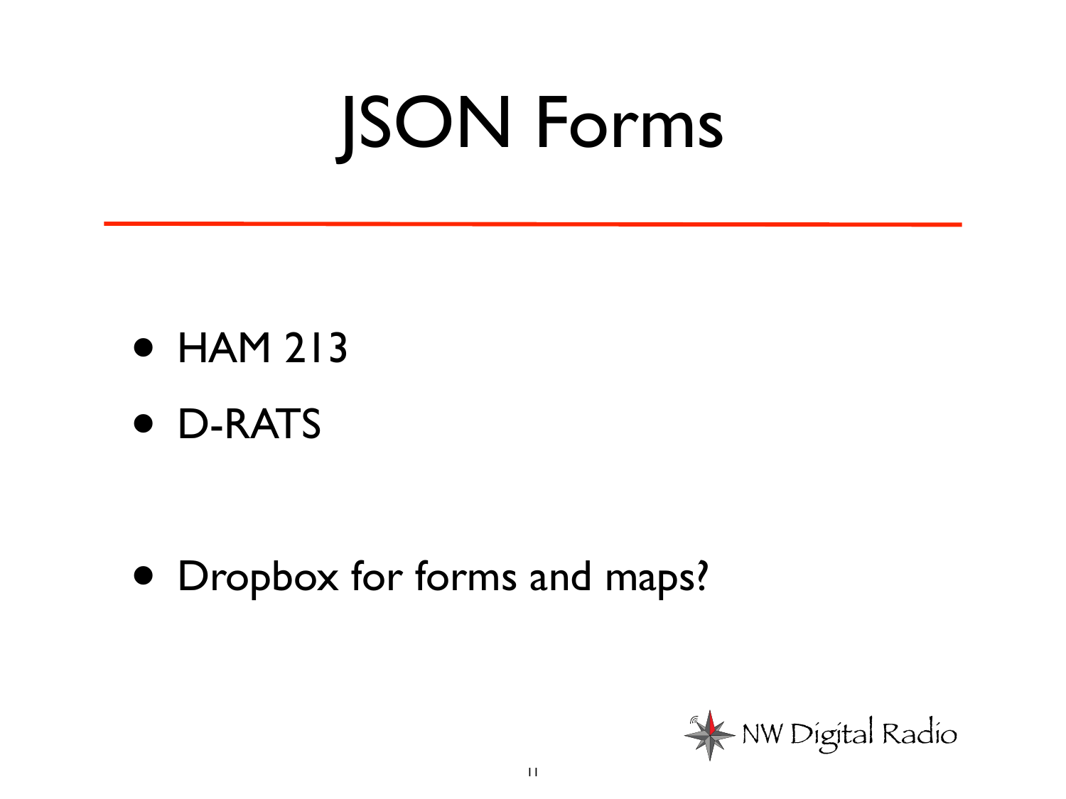# JSON Forms

- HAM 213
- D-RATS

- Dropbox for forms and maps?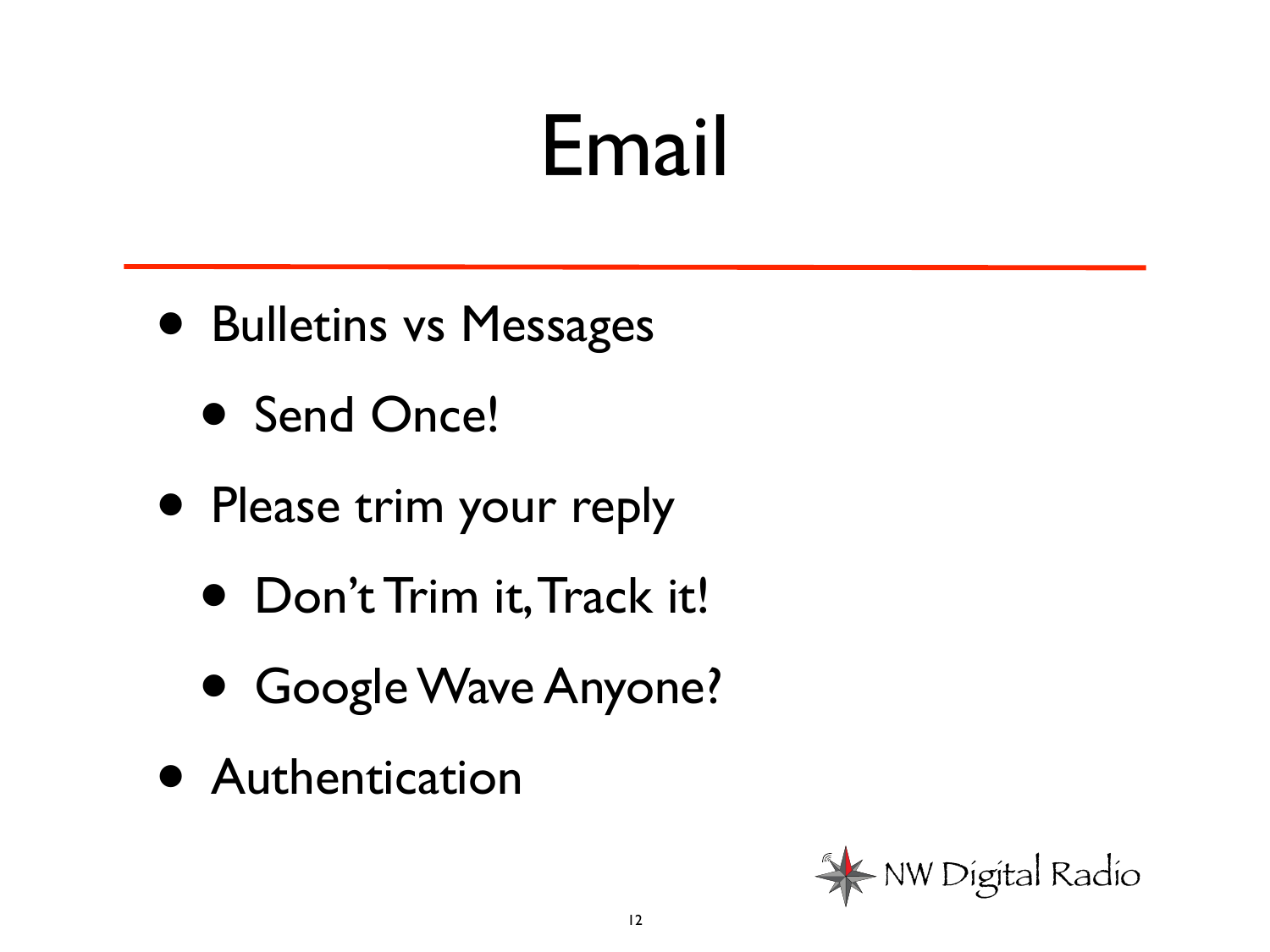# Email

- Bulletins vs Messages
  - Send Once!
- Please trim your reply
  - Don't Trim it, Track it!
  - Google Wave Anyone?
- Authentication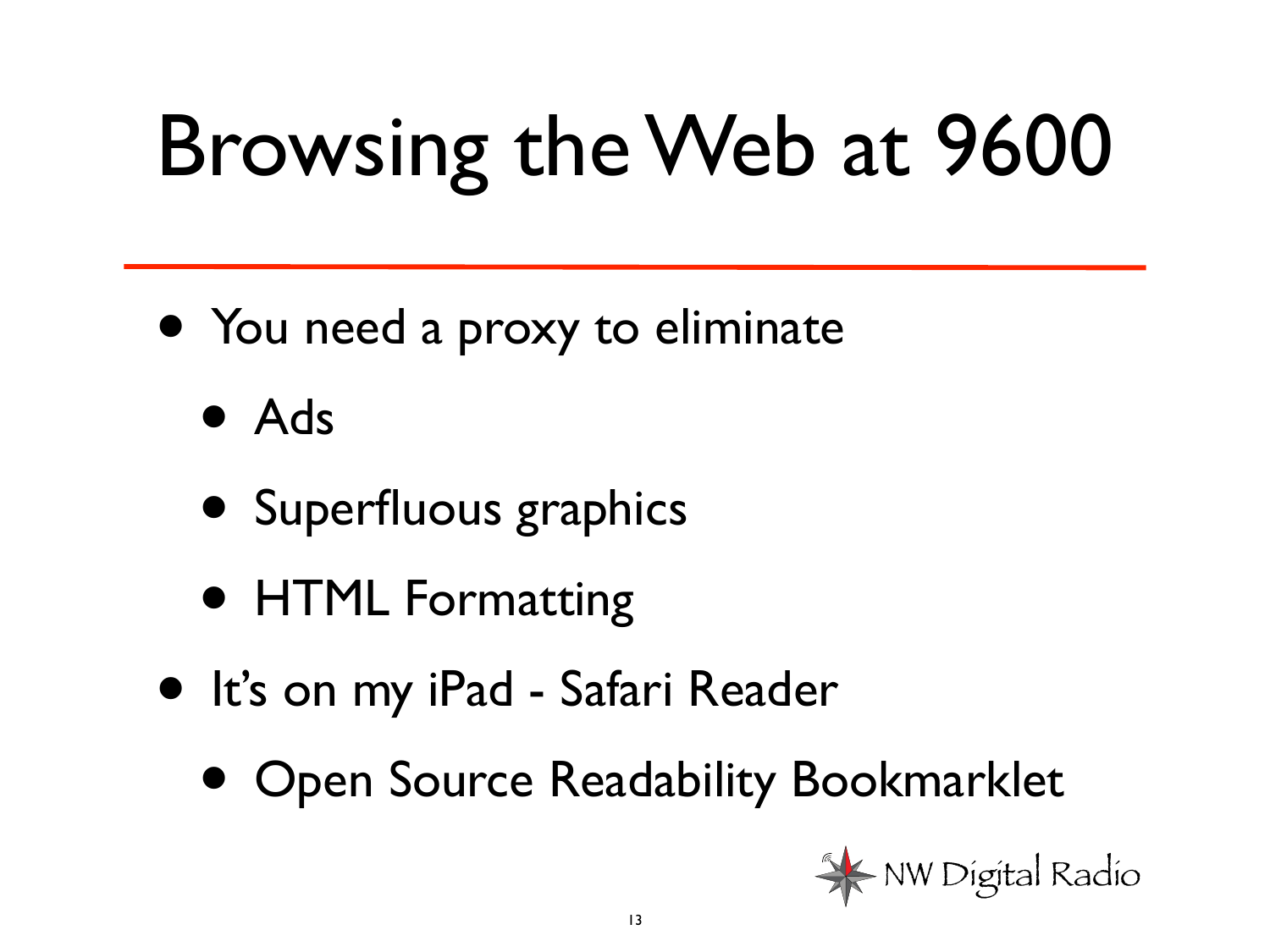# Browsing the Web at 9600

- You need a proxy to eliminate
  - Ads
  - Superfluous graphics
  - HTML Formatting
- It's on my iPad - Safari Reader
  - Open Source Readability Bookmarklet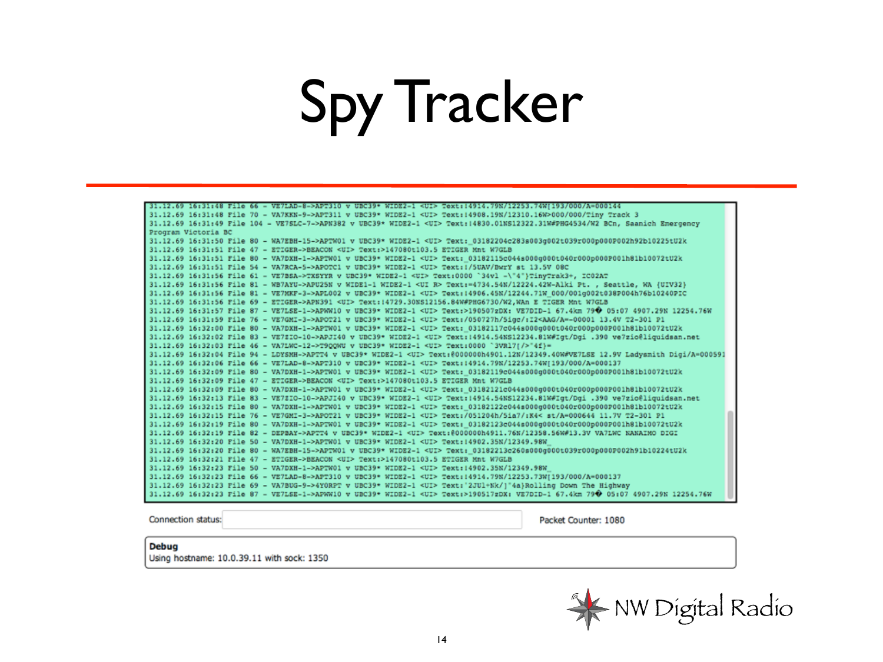# Spy Tracker

```
31.12.69 16:31:48 File 66 - VE7LAD-8->APT310 v UBC39* WIDE2-1 <UI> Text:!4914.79N/12253.74W[193/000/A=000144
31.12.69 16:31:48 File 70 - VA7KKN-9->APT311 v UBC39* WIDE2-1 <UI> Text:!4908.19N/12310.16W>000/000/Tiny Track 3
31.12.69 16:31:49 File 104 - VE7SLC-7->APN382 v UBC39* WIDE2-1 <UI> Text:!4830.01NS12322.31W#PHG4534/W2 BCn, Saanich Emergency
Program Victoria BC
31.12.69 16:31:50 File 80 - WA7EBH-15->APTW01 v UBC39* WIDE2-1 <UI> Text:_03182204c283s003g002t039r000p000P002h92b10225tU2k
31.12.69 16:31:51 File 47 - ETIGER->BEACON <UI> Text:>147080t103.5 ETIGER Mnt W7GLB
31.12.69 16:31:51 File 80 - VA7DXH-1->APTW01 v UBC39* WIDE2-1 <UI> Text:_03182115c044s000g000t040r000p000P001h81b10072tU2k
31.12.69 16:31:51 File 54 - VA7RCA-5->APOTC1 v UBC39* WIDE2-1 <UI> Text:!/5UAV/BwrY st 13.5V 08C
31.12.69 16:31:56 File 61 - VE7BSA->TXSYYR v UBC39* WIDE2-1 <UI> Text:0000 `34vl -\"4"}TinyTrak3+, IC02AT
31.12.69 16:31:56 File 81 - WB7AYU-3->APU25N v WIDE1-1 WIDE2-1 <UI R> Text:=4734.54N/12224.42W-Alki Pt. , Seattle, WA {UIV32}
31.12.69 16:31:56 File 81 - VE7MKF-3->APL002 v UBC39* WIDE2-1 <UI> Text:!4906.45N/12244.71W_000/001g002t038P004h76b10240PIC
31.12.69 16:31:56 File 69 - ETIGER->APN391 <UI> Text:!4729.30NS12156.84W#PHG6730/W2,WAn E TIGER Mnt W7GLB
31.12.69 16:31:57 File 87 - VE7LSE-1->APWW10 v UBC39* WIDE2-1 <UI> Text:>190507zDX: VE7DID-1 67.4km 79� 05:07 4907.29N 12254.76W
31.12.69 16:31:59 File 76 - VE7GMI-3->APOT21 v UBC39* WIDE2-1 <UI> Text:/050727h/5igc/:I2<AAG/A=-00001 13.4V T2-301 P1
31.12.69 16:32:00 File 80 - VA7DXH-1->APTW01 v UBC39* WIDE2-1 <UI> Text:_03182117c044s000g000t040r000p000P001h81b10072tU2k
31.12.69 16:32:02 File 83 - VE7ZIO-10->APJI40 v UBC39* WIDE2-1 <UI> Text:!4914.54NS12234.81W#Igt/Dgi .390 ve7zio@liquidsan.net
31.12.69 16:32:03 File 46 - VA7LWC-12->T9QQWU v UBC39* WIDE2-1 <UI> Text:0000 `3VR17[/>"4f}=
31.12.69 16:32:04 File 94 - LDYSMH->APTT4 v UBC39* WIDE2-1 <UI> Text:@000000h4901.12N/12349.40W#VE7LSE 12.9V Ladysmith Digi/A=000591
31.12.69 16:32:06 File 66 - VE7LAD-8->APT310 v UBC39* WIDE2-1 <UI> Text:!4914.79N/12253.74W[193/000/A=000137
31.12.69 16:32:09 File 80 - VA7DXH-1->APTW01 v UBC39* WIDE2-1 <UI> Text:_03182119c044s000g000t040r000p000P001h81b10072tU2k
31.12.69 16:32:09 File 47 - ETIGER->BEACON <UI> Text:>147080t103.5 ETIGER Mnt W7GLB
31.12.69 16:32:09 File 80 - VA7DXH-1->APTW01 v UBC39* WIDE2-1 <UI> Text:_03182121c044s000g000t040r000p000P001h81b10072tU2k
31.12.69 16:32:13 File 83 - VE7ZIO-10->APJI40 v UBC39* WIDE2-1 <UI> Text:!4914.54NS12234.81W#Igt/Dgi .390 ve7zio@liquidsan.net
31.12.69 16:32:15 File 80 - VA7DXH-1->APTW01 v UBC39* WIDE2-1 <UI> Text:_03182122c044s000g000t040r000p000P001h81b10072tU2k
31.12.69 16:32:15 File 76 - VE7GMI-3->APOT21 v UBC39* WIDE2-1 <UI> Text:/051204h/5ia7/:K4< st/A=000644 11.7V T2-301 P1
31.12.69 16:32:19 File 80 - VA7DXH-1->APTW01 v UBC39* WIDE2-1 <UI> Text:_03182123c044s000g000t040r000p000P001h81b10072tU2k
31.12.69 16:32:19 File 82 - DEPBAY->APTT4 v UBC39* WIDE2-1 <UI> Text:@000000h4911.76N/12358.56W#13.3V VA7LWC NANAIMO DIGI
31.12.69 16:32:20 File 50 - VA7DXH-1->APTW01 v UBC39* WIDE2-1 <UI> Text:!4902.35N/12349.98W_
31.12.69 16:32:20 File 80 - WA7EBH-15->APTW01 v UBC39* WIDE2-1 <UI> Text:_03182213c260s000g000t039r000p000P002h91b10224tU2k
31.12.69 16:32:21 File 47 - ETIGER->BEACON <UI> Text:>147080t103.5 ETIGER Mnt W7GLB
31.12.69 16:32:23 File 50 - VA7DXH-1->APTW01 v UBC39* WIDE2-1 <UI> Text:!4902.35N/12349.98W_
31.12.69 16:32:23 File 66 - VE7LAD-8->APT310 v UBC39* WIDE2-1 <UI> Text:!4914.79N/12253.73W[193/000/A=000137
31.12.69 16:32:23 File 69 - VA7BUG-9->4Y0RPT v UBC39* WIDE2-1 <UI> Text:`2JUl+Nk/]"4a}Rolling Down The Highway
31.12.69 16:32:23 File 87 - VE7LSE-1->APWW10 v UBC39* WIDE2-1 <UI> Text:>190517zDX: VE7DID-1 67.4km 79� 05:07 4907.29N 12254.76W
```

Connection status: Packet Counter: 1080

**Debug**
Using hostname: 10.0.39.11 with sock: 1350

NW Digital Radio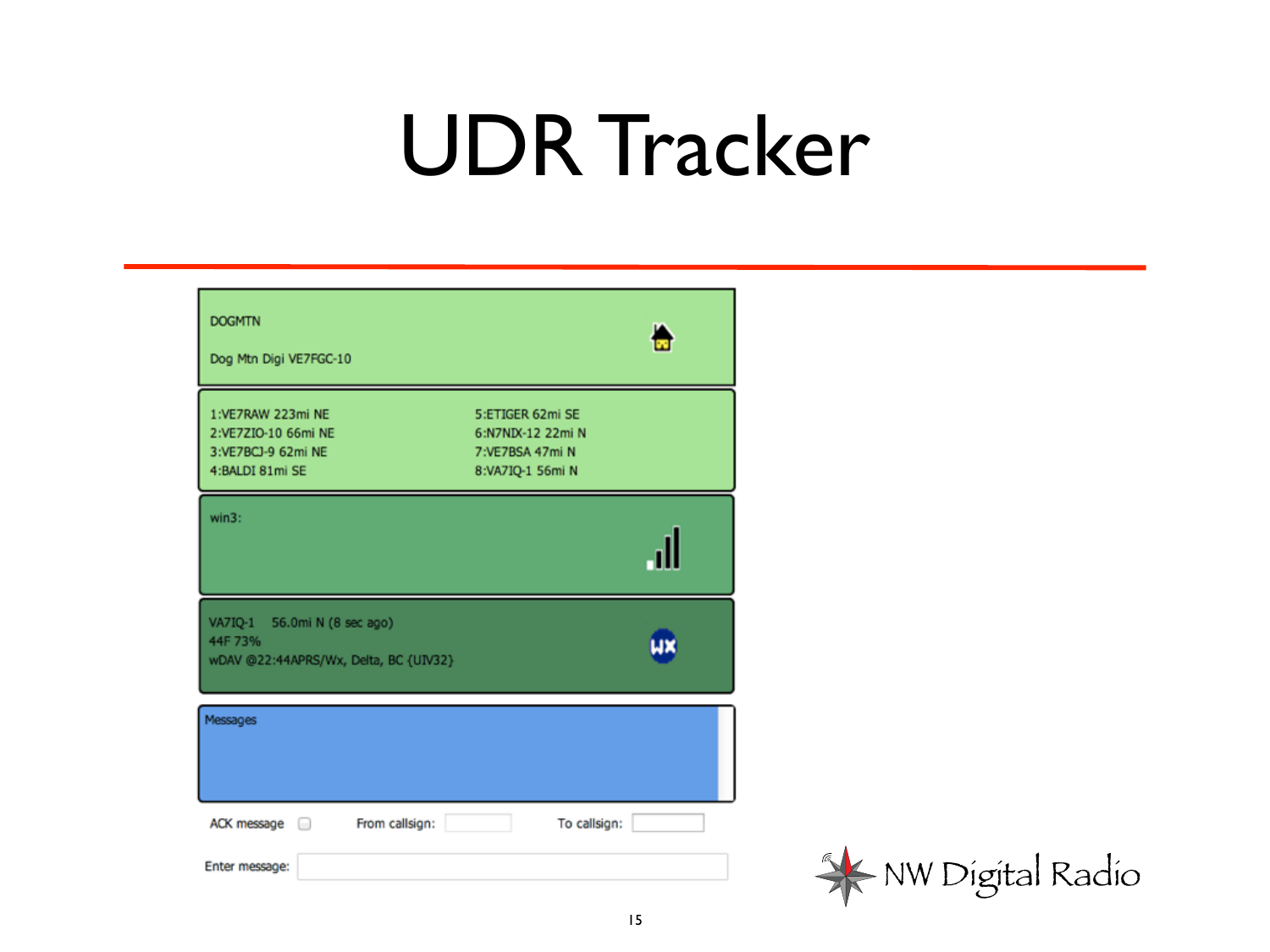# UDR Tracker

DOGMTN

Dog Mtn Digi VE7FGC-10

1:VE7RAW 223mi NE
2:VE7ZIO-10 66mi NE
3:VE7BCJ-9 62mi NE
4:BALDI 81mi SE
5:ETIGER 62mi SE
6:N7NIX-12 22mi N
7:VE7BSA 47mi N
8:VA7IQ-1 56mi N

win3:

VA7IQ-1 56.0mi N (8 sec ago)
44F 73%
wDAV @22:44APRS/Wx, Delta, BC {UIV32}

Messages

ACK message From callsign: To callsign:

Enter message:

NW Digital Radio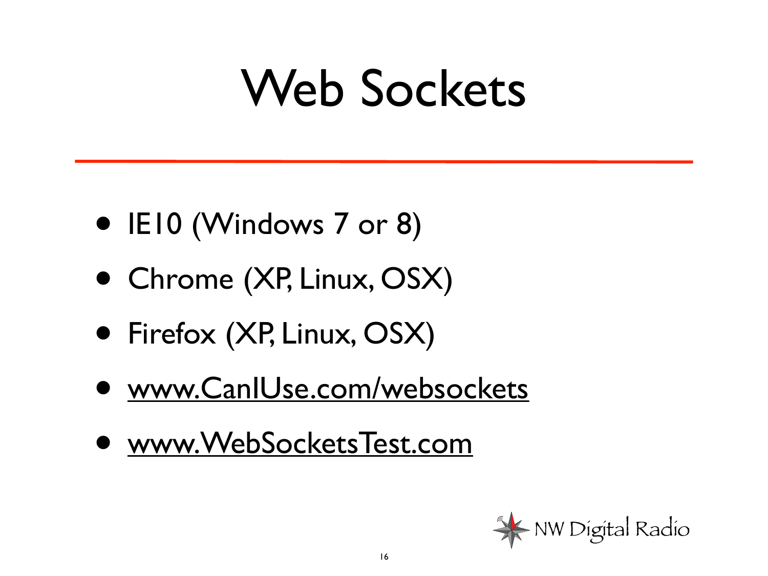# Web Sockets

- IE10 (Windows 7 or 8)
- Chrome (XP, Linux, OSX)
- Firefox (XP, Linux, OSX)
- www.CanIUse.com/websockets
- www.WebSocketsTest.com

NW Digital Radio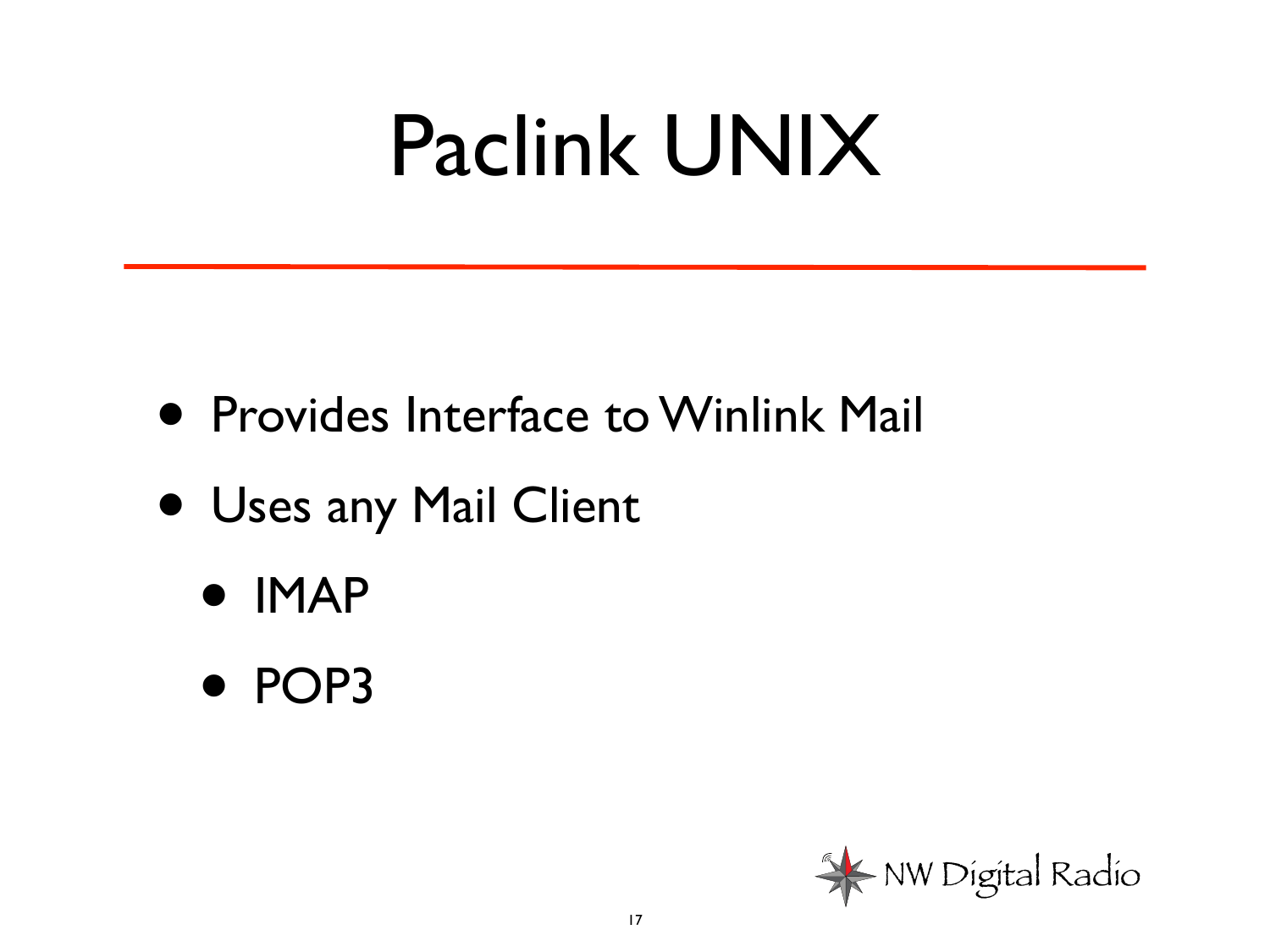# Paclink UNIX

- Provides Interface to Winlink Mail
- Uses any Mail Client
  - IMAP
  - POP3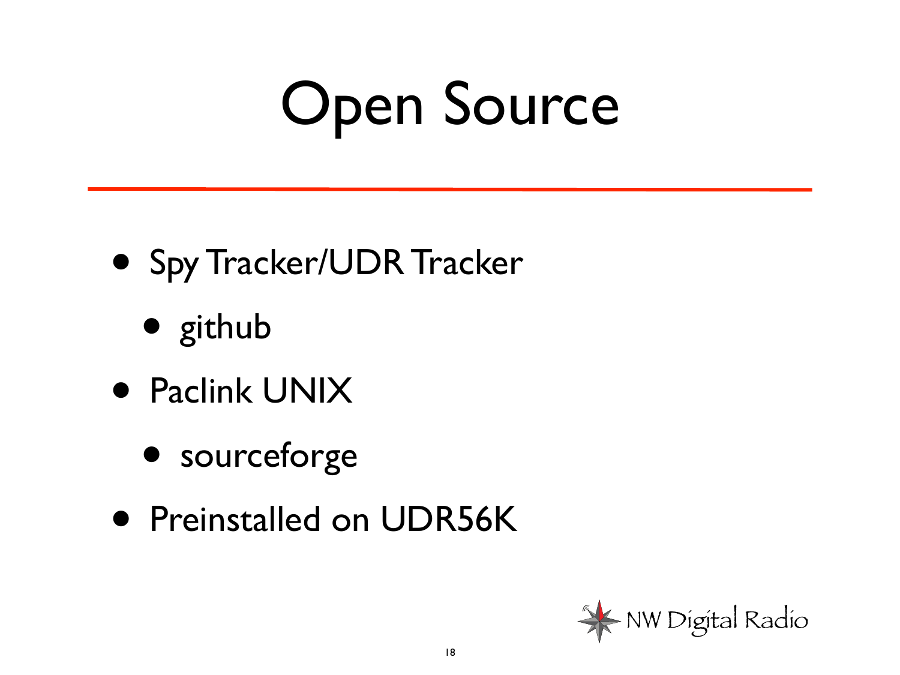# Open Source

- Spy Tracker/UDR Tracker
  - github
- Paclink UNIX
  - sourceforge
- Preinstalled on UDR56K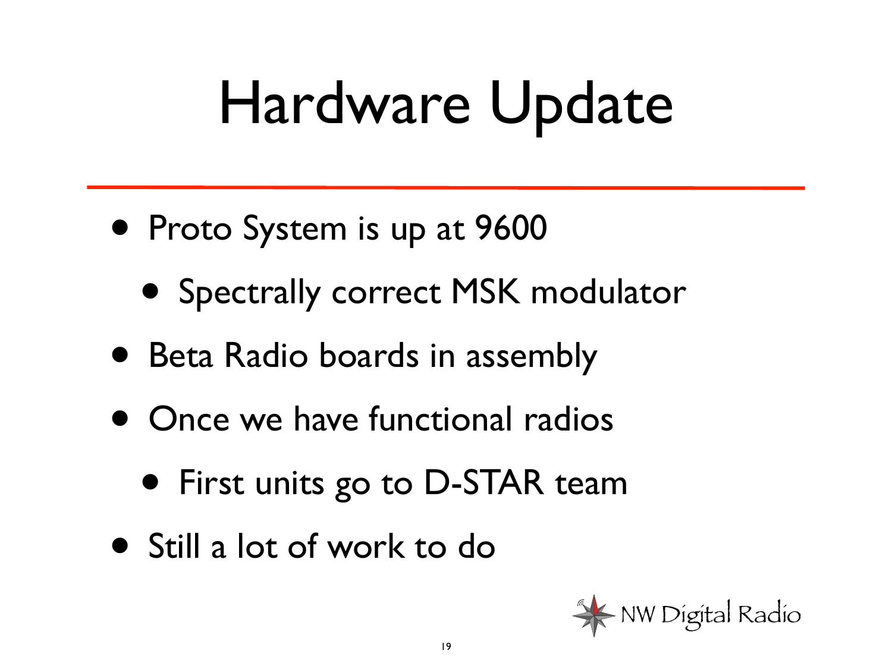# Hardware Update

- Proto System is up at 9600
  - Spectrally correct MSK modulator
- Beta Radio boards in assembly
- Once we have functional radios
  - First units go to D-STAR team
- Still a lot of work to do

NW Digital Radio